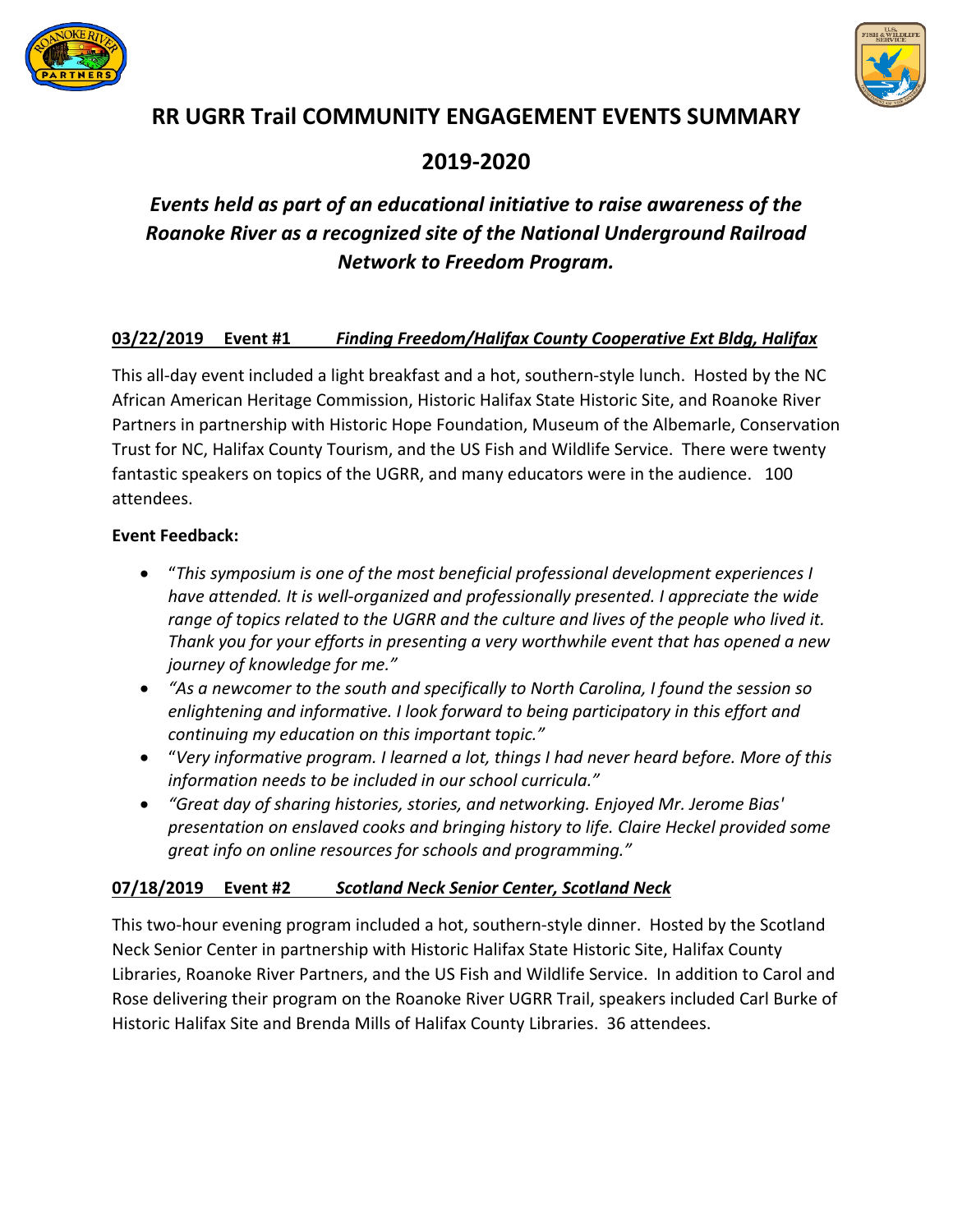# RR UGRR Trail COMMUNITY ENGAGEMENT EVENTS SUMMARY

# 2019-2020

***Events held as part of an educational initiative to raise awareness of the Roanoke River as a recognized site of the National Underground Railroad Network to Freedom Program.***

**03/22/2019 Event #1 *Finding Freedom/Halifax County Cooperative Ext Bldg, Halifax***

This all-day event included a light breakfast and a hot, southern-style lunch. Hosted by the NC African American Heritage Commission, Historic Halifax State Historic Site, and Roanoke River Partners in partnership with Historic Hope Foundation, Museum of the Albemarle, Conservation Trust for NC, Halifax County Tourism, and the US Fish and Wildlife Service. There were twenty fantastic speakers on topics of the UGRR, and many educators were in the audience. 100 attendees.

**Event Feedback:**

- "*This symposium is one of the most beneficial professional development experiences I have attended. It is well-organized and professionally presented. I appreciate the wide range of topics related to the UGRR and the culture and lives of the people who lived it. Thank you for your efforts in presenting a very worthwhile event that has opened a new journey of knowledge for me."*
- *"As a newcomer to the south and specifically to North Carolina, I found the session so enlightening and informative. I look forward to being participatory in this effort and continuing my education on this important topic."*
- "*Very informative program. I learned a lot, things I had never heard before. More of this information needs to be included in our school curricula."*
- *"Great day of sharing histories, stories, and networking. Enjoyed Mr. Jerome Bias' presentation on enslaved cooks and bringing history to life. Claire Heckel provided some great info on online resources for schools and programming."*

**07/18/2019 Event #2 *Scotland Neck Senior Center, Scotland Neck***

This two-hour evening program included a hot, southern-style dinner. Hosted by the Scotland Neck Senior Center in partnership with Historic Halifax State Historic Site, Halifax County Libraries, Roanoke River Partners, and the US Fish and Wildlife Service. In addition to Carol and Rose delivering their program on the Roanoke River UGRR Trail, speakers included Carl Burke of Historic Halifax Site and Brenda Mills of Halifax County Libraries. 36 attendees.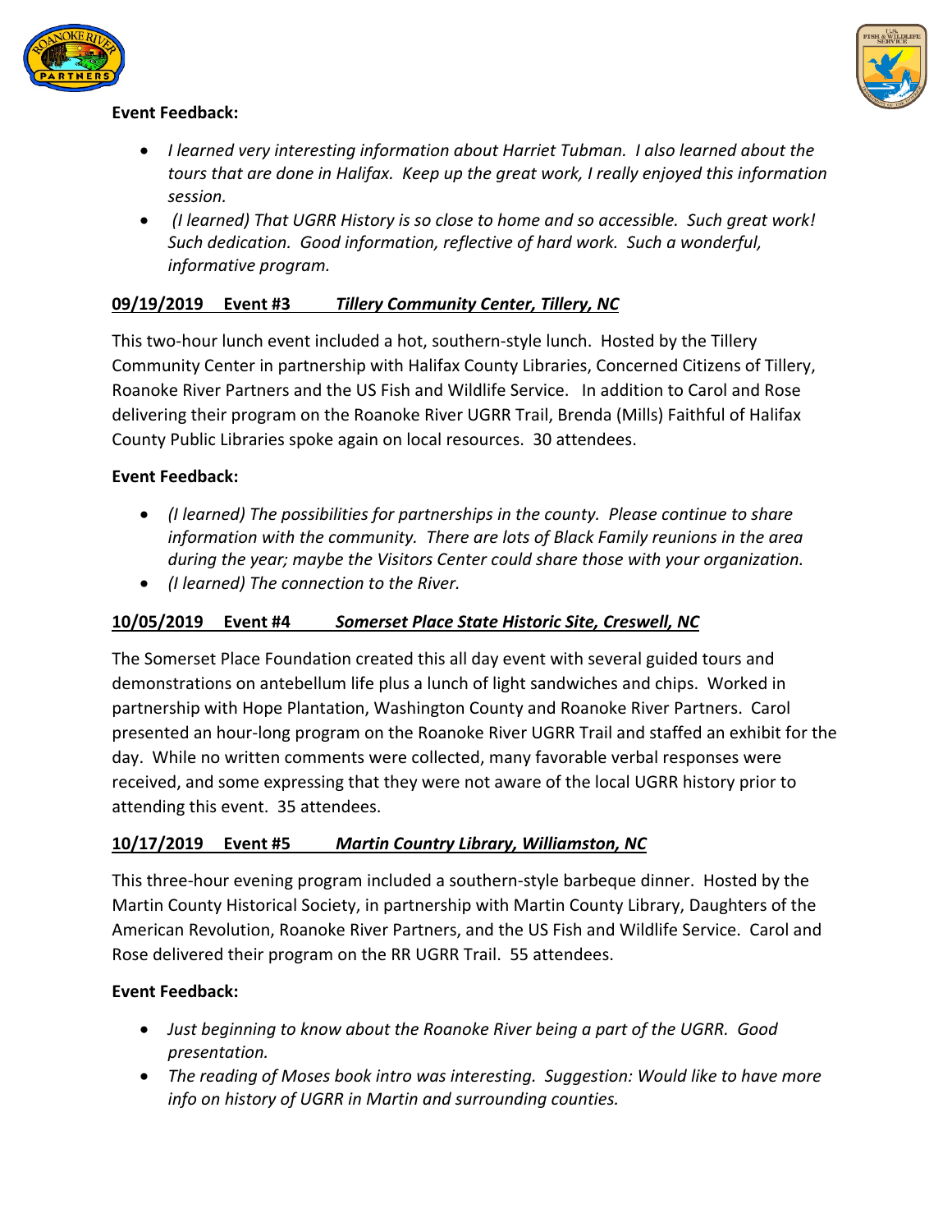**Event Feedback:**

- *I learned very interesting information about Harriet Tubman. I also learned about the tours that are done in Halifax. Keep up the great work, I really enjoyed this information session.*
- *(I learned) That UGRR History is so close to home and so accessible. Such great work! Such dedication. Good information, reflective of hard work. Such a wonderful, informative program.*

**<u>09/19/2019 Event #3 *Tillery Community Center, Tillery, NC*</u>**

This two-hour lunch event included a hot, southern-style lunch. Hosted by the Tillery Community Center in partnership with Halifax County Libraries, Concerned Citizens of Tillery, Roanoke River Partners and the US Fish and Wildlife Service. In addition to Carol and Rose delivering their program on the Roanoke River UGRR Trail, Brenda (Mills) Faithful of Halifax County Public Libraries spoke again on local resources. 30 attendees.

**Event Feedback:**

- *(I learned) The possibilities for partnerships in the county. Please continue to share information with the community. There are lots of Black Family reunions in the area during the year; maybe the Visitors Center could share those with your organization.*
- *(I learned) The connection to the River.*

**<u>10/05/2019 Event #4 *Somerset Place State Historic Site, Creswell, NC*</u>**

The Somerset Place Foundation created this all day event with several guided tours and demonstrations on antebellum life plus a lunch of light sandwiches and chips. Worked in partnership with Hope Plantation, Washington County and Roanoke River Partners. Carol presented an hour-long program on the Roanoke River UGRR Trail and staffed an exhibit for the day. While no written comments were collected, many favorable verbal responses were received, and some expressing that they were not aware of the local UGRR history prior to attending this event. 35 attendees.

**<u>10/17/2019 Event #5 *Martin Country Library, Williamston, NC*</u>**

This three-hour evening program included a southern-style barbeque dinner. Hosted by the Martin County Historical Society, in partnership with Martin County Library, Daughters of the American Revolution, Roanoke River Partners, and the US Fish and Wildlife Service. Carol and Rose delivered their program on the RR UGRR Trail. 55 attendees.

**Event Feedback:**

- *Just beginning to know about the Roanoke River being a part of the UGRR. Good presentation.*
- *The reading of Moses book intro was interesting. Suggestion: Would like to have more info on history of UGRR in Martin and surrounding counties.*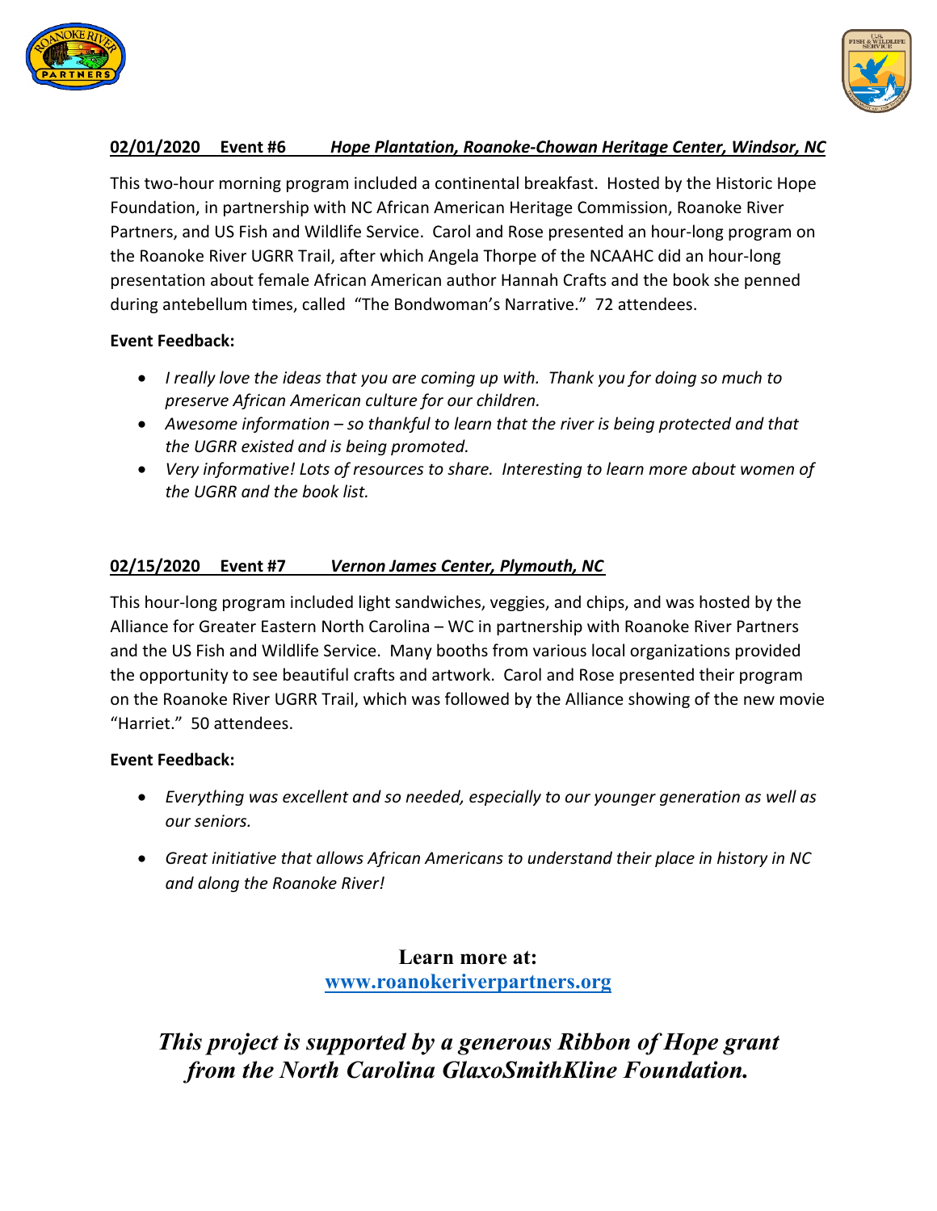**02/01/2020 Event #6** ***Hope Plantation, Roanoke-Chowan Heritage Center, Windsor, NC***

This two-hour morning program included a continental breakfast. Hosted by the Historic Hope Foundation, in partnership with NC African American Heritage Commission, Roanoke River Partners, and US Fish and Wildlife Service. Carol and Rose presented an hour-long program on the Roanoke River UGRR Trail, after which Angela Thorpe of the NCAAHC did an hour-long presentation about female African American author Hannah Crafts and the book she penned during antebellum times, called "The Bondwoman's Narrative." 72 attendees.

**Event Feedback:**

- *I really love the ideas that you are coming up with. Thank you for doing so much to preserve African American culture for our children.*
- *Awesome information – so thankful to learn that the river is being protected and that the UGRR existed and is being promoted.*
- *Very informative! Lots of resources to share. Interesting to learn more about women of the UGRR and the book list.*

**02/15/2020 Event #7** ***Vernon James Center, Plymouth, NC***

This hour-long program included light sandwiches, veggies, and chips, and was hosted by the Alliance for Greater Eastern North Carolina – WC in partnership with Roanoke River Partners and the US Fish and Wildlife Service. Many booths from various local organizations provided the opportunity to see beautiful crafts and artwork. Carol and Rose presented their program on the Roanoke River UGRR Trail, which was followed by the Alliance showing of the new movie "Harriet." 50 attendees.

**Event Feedback:**

- *Everything was excellent and so needed, especially to our younger generation as well as our seniors.*
- *Great initiative that allows African Americans to understand their place in history in NC and along the Roanoke River!*

**Learn more at:**
**www.roanokeriverpartners.org**

***This project is supported by a generous Ribbon of Hope grant from the North Carolina GlaxoSmithKline Foundation.***